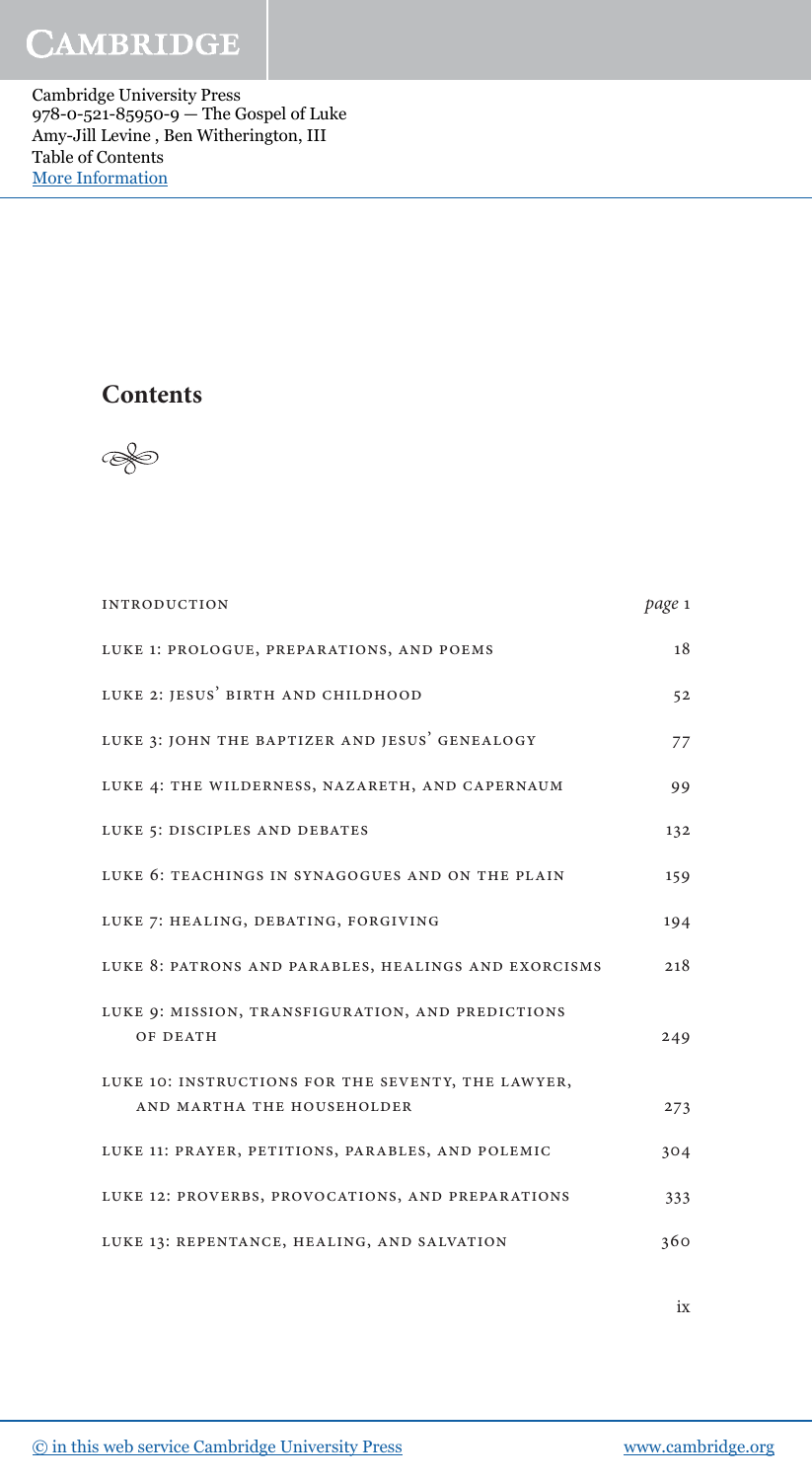## Contents

| | |
|---|---|
| INTRODUCTION | *page* 1 |
| LUKE 1: PROLOGUE, PREPARATIONS, AND POEMS | 18 |
| LUKE 2: JESUS' BIRTH AND CHILDHOOD | 52 |
| LUKE 3: JOHN THE BAPTIZER AND JESUS' GENEALOGY | 77 |
| LUKE 4: THE WILDERNESS, NAZARETH, AND CAPERNAUM | 99 |
| LUKE 5: DISCIPLES AND DEBATES | 132 |
| LUKE 6: TEACHINGS IN SYNAGOGUES AND ON THE PLAIN | 159 |
| LUKE 7: HEALING, DEBATING, FORGIVING | 194 |
| LUKE 8: PATRONS AND PARABLES, HEALINGS AND EXORCISMS | 218 |
| LUKE 9: MISSION, TRANSFIGURATION, AND PREDICTIONS OF DEATH | 249 |
| LUKE 10: INSTRUCTIONS FOR THE SEVENTY, THE LAWYER, AND MARTHA THE HOUSEHOLDER | 273 |
| LUKE 11: PRAYER, PETITIONS, PARABLES, AND POLEMIC | 304 |
| LUKE 12: PROVERBS, PROVOCATIONS, AND PREPARATIONS | 333 |
| LUKE 13: REPENTANCE, HEALING, AND SALVATION | 360 |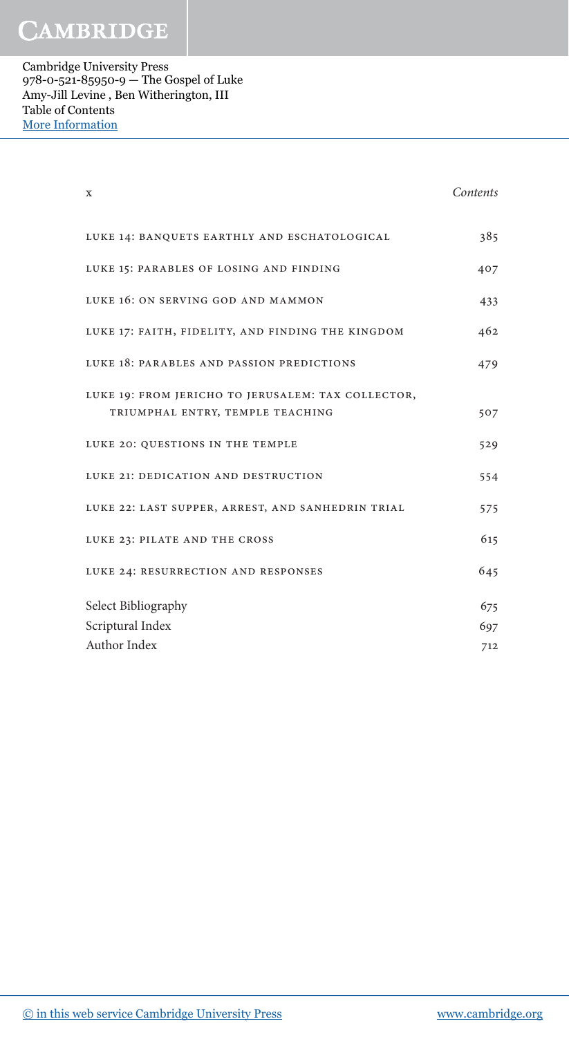| | |
|---|---|
| LUKE 14: BANQUETS EARTHLY AND ESCHATOLOGICAL | 385 |
| LUKE 15: PARABLES OF LOSING AND FINDING | 407 |
| LUKE 16: ON SERVING GOD AND MAMMON | 433 |
| LUKE 17: FAITH, FIDELITY, AND FINDING THE KINGDOM | 462 |
| LUKE 18: PARABLES AND PASSION PREDICTIONS | 479 |
| LUKE 19: FROM JERICHO TO JERUSALEM: TAX COLLECTOR, TRIUMPHAL ENTRY, TEMPLE TEACHING | 507 |
| LUKE 20: QUESTIONS IN THE TEMPLE | 529 |
| LUKE 21: DEDICATION AND DESTRUCTION | 554 |
| LUKE 22: LAST SUPPER, ARREST, AND SANHEDRIN TRIAL | 575 |
| LUKE 23: PILATE AND THE CROSS | 615 |
| LUKE 24: RESURRECTION AND RESPONSES | 645 |
| Select Bibliography | 675 |
| Scriptural Index | 697 |
| Author Index | 712 |